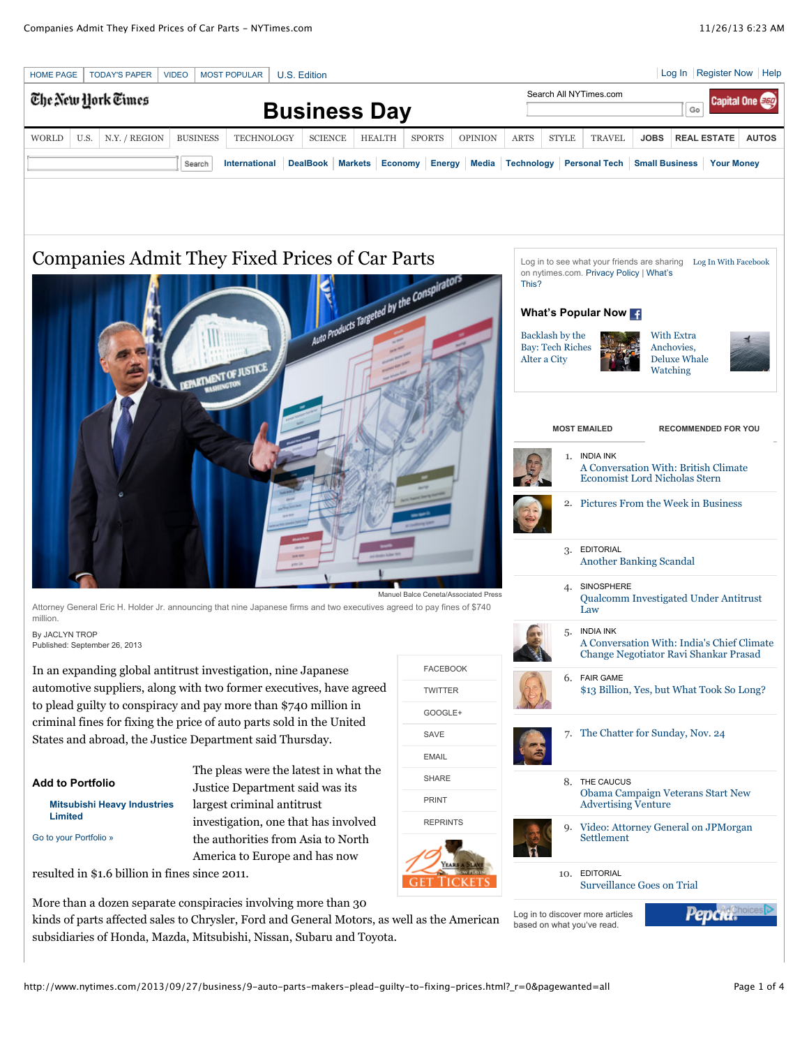# Companies Admit They Fixed Prices of Car Parts

Manuel Balce Ceneta/Associated Press

Attorney General Eric H. Holder Jr. announcing that nine Japanese firms and two executives agreed to pay fines of $740 million.

By JACLYN TROP
Published: September 26, 2013

In an expanding global antitrust investigation, nine Japanese automotive suppliers, along with two former executives, have agreed to plead guilty to conspiracy and pay more than $740 million in criminal fines for fixing the price of auto parts sold in the United States and abroad, the Justice Department said Thursday.

The pleas were the latest in what the Justice Department said was its largest criminal antitrust investigation, one that has involved the authorities from Asia to North America to Europe and has now resulted in $1.6 billion in fines since 2011.

More than a dozen separate conspiracies involving more than 30 kinds of parts affected sales to Chrysler, Ford and General Motors, as well as the American subsidiaries of Honda, Mazda, Mitsubishi, Nissan, Subaru and Toyota.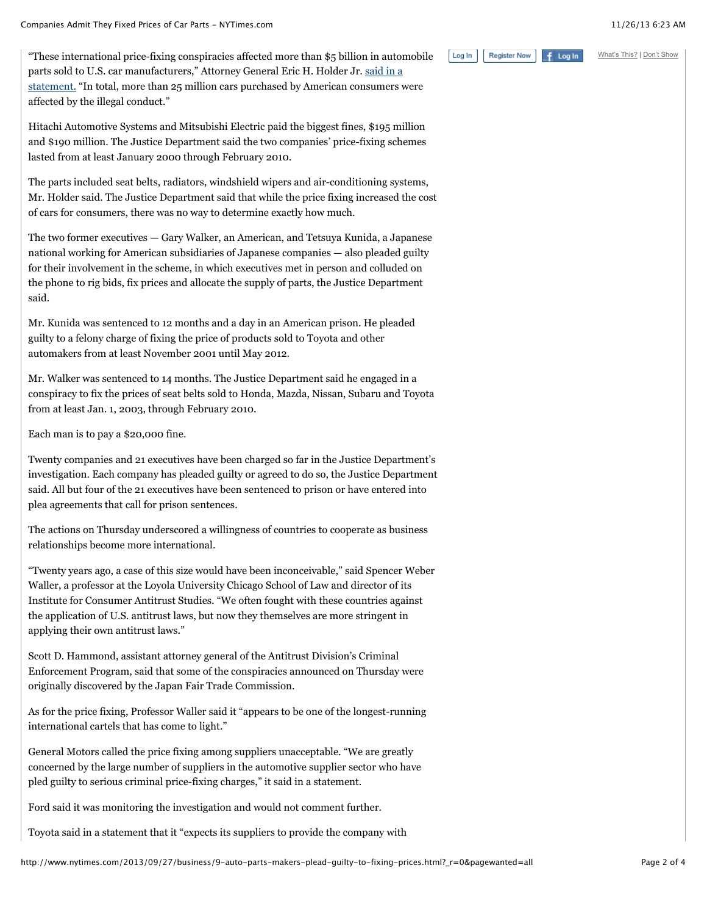"These international price-fixing conspiracies affected more than $5 billion in automobile parts sold to U.S. car manufacturers," Attorney General Eric H. Holder Jr. said in a statement. "In total, more than 25 million cars purchased by American consumers were affected by the illegal conduct."

Hitachi Automotive Systems and Mitsubishi Electric paid the biggest fines, $195 million and $190 million. The Justice Department said the two companies' price-fixing schemes lasted from at least January 2000 through February 2010.

The parts included seat belts, radiators, windshield wipers and air-conditioning systems, Mr. Holder said. The Justice Department said that while the price fixing increased the cost of cars for consumers, there was no way to determine exactly how much.

The two former executives — Gary Walker, an American, and Tetsuya Kunida, a Japanese national working for American subsidiaries of Japanese companies — also pleaded guilty for their involvement in the scheme, in which executives met in person and colluded on the phone to rig bids, fix prices and allocate the supply of parts, the Justice Department said.

Mr. Kunida was sentenced to 12 months and a day in an American prison. He pleaded guilty to a felony charge of fixing the price of products sold to Toyota and other automakers from at least November 2001 until May 2012.

Mr. Walker was sentenced to 14 months. The Justice Department said he engaged in a conspiracy to fix the prices of seat belts sold to Honda, Mazda, Nissan, Subaru and Toyota from at least Jan. 1, 2003, through February 2010.

Each man is to pay a $20,000 fine.

Twenty companies and 21 executives have been charged so far in the Justice Department's investigation. Each company has pleaded guilty or agreed to do so, the Justice Department said. All but four of the 21 executives have been sentenced to prison or have entered into plea agreements that call for prison sentences.

The actions on Thursday underscored a willingness of countries to cooperate as business relationships become more international.

"Twenty years ago, a case of this size would have been inconceivable," said Spencer Weber Waller, a professor at the Loyola University Chicago School of Law and director of its Institute for Consumer Antitrust Studies. "We often fought with these countries against the application of U.S. antitrust laws, but now they themselves are more stringent in applying their own antitrust laws."

Scott D. Hammond, assistant attorney general of the Antitrust Division's Criminal Enforcement Program, said that some of the conspiracies announced on Thursday were originally discovered by the Japan Fair Trade Commission.

As for the price fixing, Professor Waller said it "appears to be one of the longest-running international cartels that has come to light."

General Motors called the price fixing among suppliers unacceptable. "We are greatly concerned by the large number of suppliers in the automotive supplier sector who have pled guilty to serious criminal price-fixing charges," it said in a statement.

Ford said it was monitoring the investigation and would not comment further.

Toyota said in a statement that it "expects its suppliers to provide the company with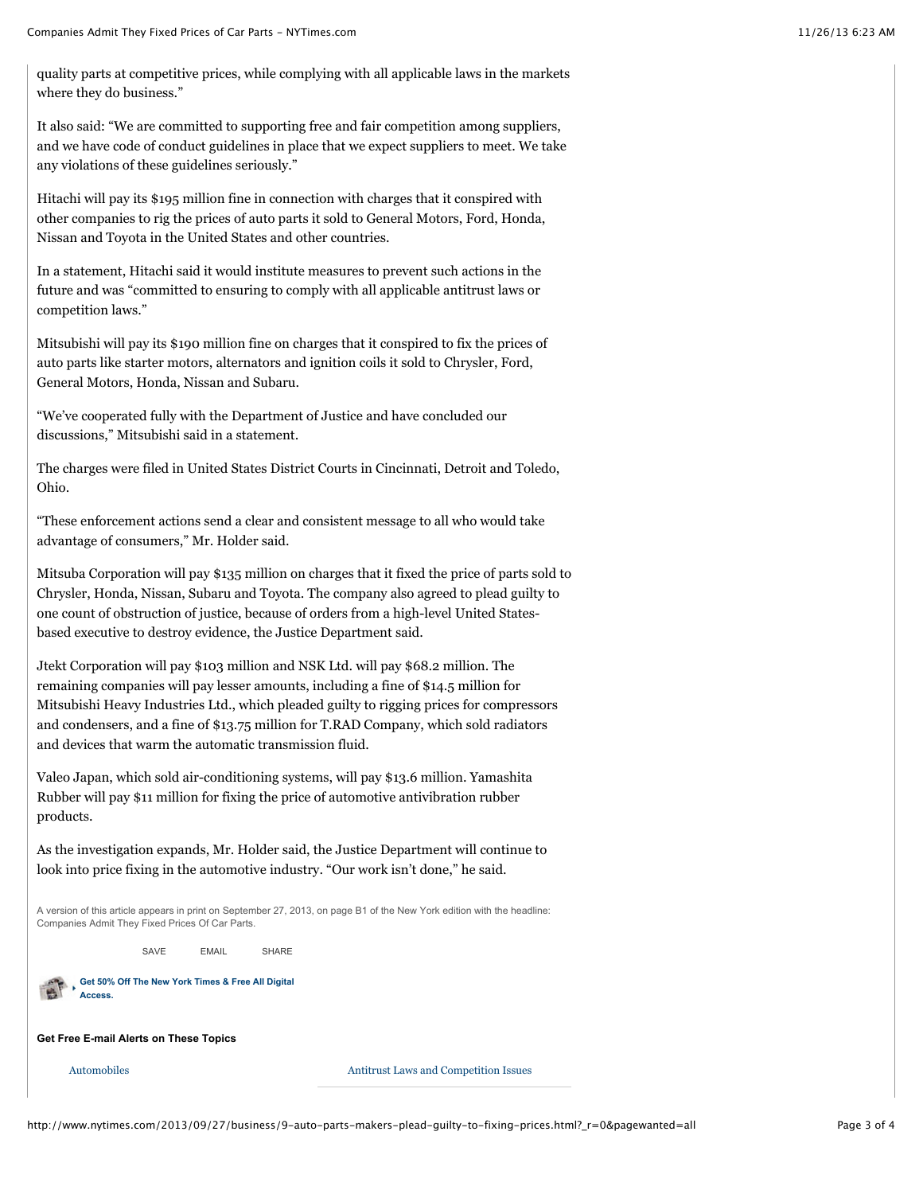quality parts at competitive prices, while complying with all applicable laws in the markets where they do business."

It also said: "We are committed to supporting free and fair competition among suppliers, and we have code of conduct guidelines in place that we expect suppliers to meet. We take any violations of these guidelines seriously."

Hitachi will pay its $195 million fine in connection with charges that it conspired with other companies to rig the prices of auto parts it sold to General Motors, Ford, Honda, Nissan and Toyota in the United States and other countries.

In a statement, Hitachi said it would institute measures to prevent such actions in the future and was "committed to ensuring to comply with all applicable antitrust laws or competition laws."

Mitsubishi will pay its $190 million fine on charges that it conspired to fix the prices of auto parts like starter motors, alternators and ignition coils it sold to Chrysler, Ford, General Motors, Honda, Nissan and Subaru.

"We've cooperated fully with the Department of Justice and have concluded our discussions," Mitsubishi said in a statement.

The charges were filed in United States District Courts in Cincinnati, Detroit and Toledo, Ohio.

"These enforcement actions send a clear and consistent message to all who would take advantage of consumers," Mr. Holder said.

Mitsuba Corporation will pay $135 million on charges that it fixed the price of parts sold to Chrysler, Honda, Nissan, Subaru and Toyota. The company also agreed to plead guilty to one count of obstruction of justice, because of orders from a high-level United States-based executive to destroy evidence, the Justice Department said.

Jtekt Corporation will pay $103 million and NSK Ltd. will pay $68.2 million. The remaining companies will pay lesser amounts, including a fine of $14.5 million for Mitsubishi Heavy Industries Ltd., which pleaded guilty to rigging prices for compressors and condensers, and a fine of $13.75 million for T.RAD Company, which sold radiators and devices that warm the automatic transmission fluid.

Valeo Japan, which sold air-conditioning systems, will pay $13.6 million. Yamashita Rubber will pay $11 million for fixing the price of automotive antivibration rubber products.

As the investigation expands, Mr. Holder said, the Justice Department will continue to look into price fixing in the automotive industry. "Our work isn't done," he said.

A version of this article appears in print on September 27, 2013, on page B1 of the New York edition with the headline: Companies Admit They Fixed Prices Of Car Parts.

SAVE EMAIL SHARE

Get 50% Off The New York Times & Free All Digital Access.

**Get Free E-mail Alerts on These Topics**

Automobiles

Antitrust Laws and Competition Issues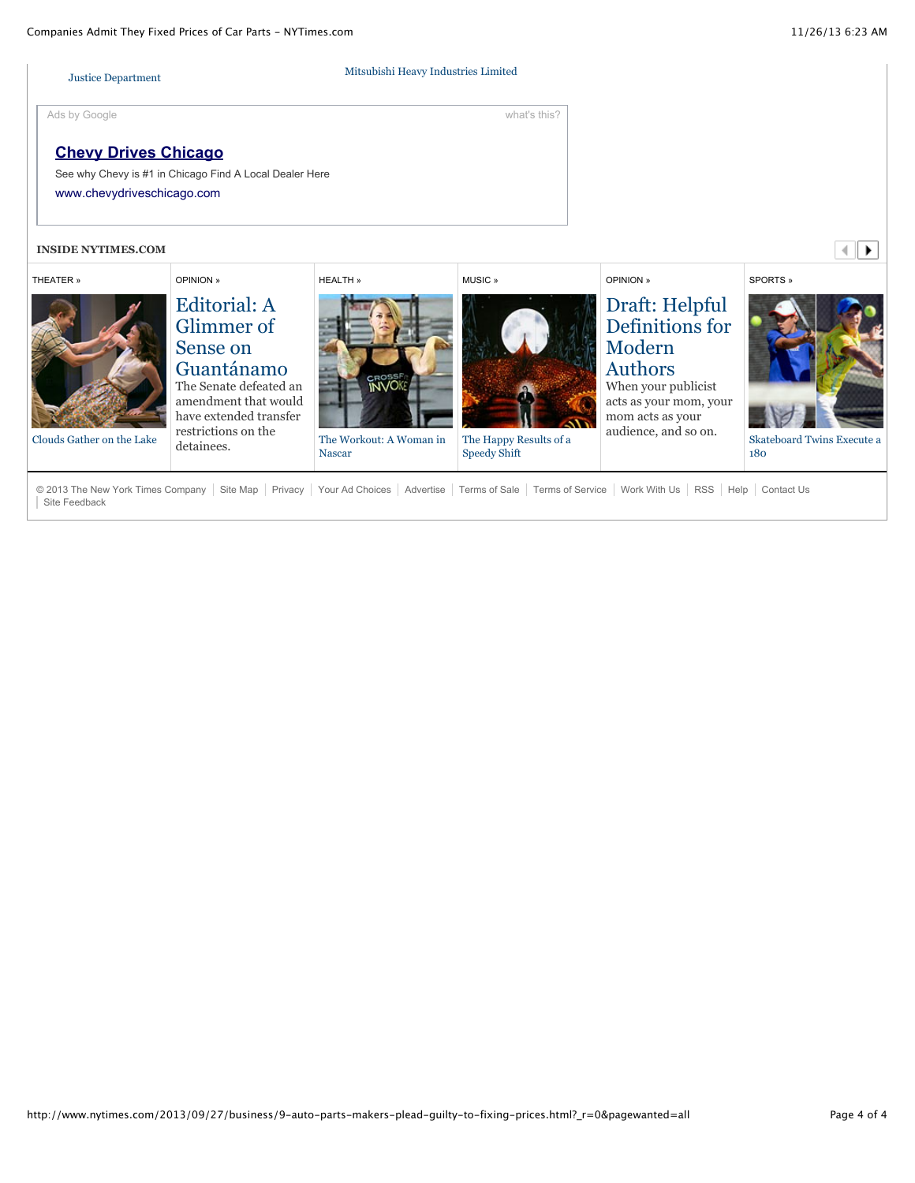Justice Department

Mitsubishi Heavy Industries Limited

Ads by Google

what's this?

**Chevy Drives Chicago**

See why Chevy is #1 in Chicago Find A Local Dealer Here

www.chevydriveschicago.com

**INSIDE NYTIMES.COM**

THEATER »

Clouds Gather on the Lake

OPINION »

## Editorial: A Glimmer of Sense on Guantánamo

The Senate defeated an amendment that would have extended transfer restrictions on the detainees.

HEALTH »

The Workout: A Woman in Nascar

MUSIC »

The Happy Results of a Speedy Shift

OPINION »

## Draft: Helpful Definitions for Modern Authors

When your publicist acts as your mom, your mom acts as your audience, and so on.

SPORTS »

Skateboard Twins Execute a 180

© 2013 The New York Times Company | Site Map | Privacy | Your Ad Choices | Advertise | Terms of Sale | Terms of Service | Work With Us | RSS | Help | Contact Us | Site Feedback